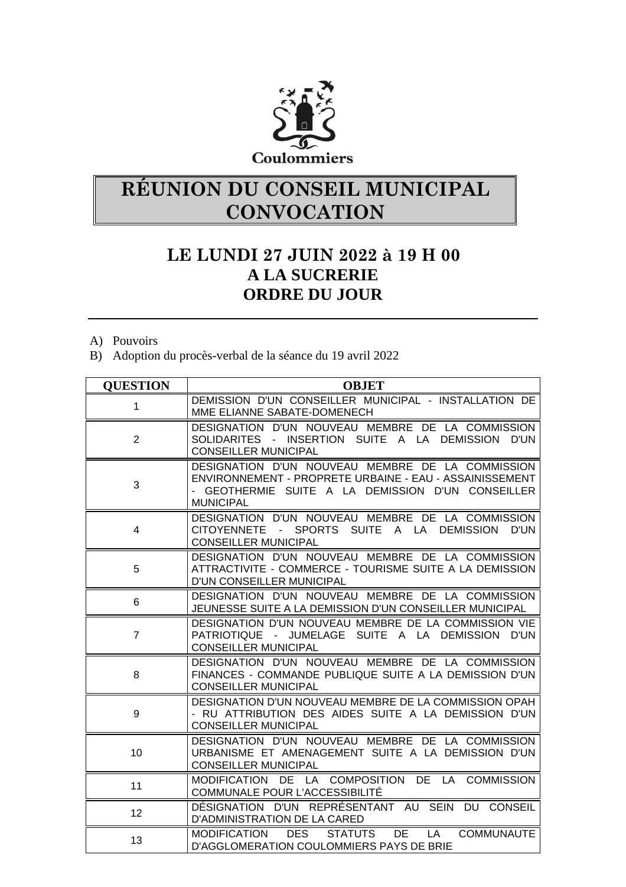Coulommiers

# RÉUNION DU CONSEIL MUNICIPAL CONVOCATION

## LE LUNDI 27 JUIN 2022 à 19 H 00
## A LA SUCRERIE
## ORDRE DU JOUR

A) Pouvoirs
B) Adoption du procès-verbal de la séance du 19 avril 2022

| QUESTION | OBJET |
|---|---|
| 1 | DEMISSION D'UN CONSEILLER MUNICIPAL - INSTALLATION DE MME ELIANNE SABATE-DOMENECH |
| 2 | DESIGNATION D'UN NOUVEAU MEMBRE DE LA COMMISSION SOLIDARITES - INSERTION SUITE A LA DEMISSION D'UN CONSEILLER MUNICIPAL |
| 3 | DESIGNATION D'UN NOUVEAU MEMBRE DE LA COMMISSION ENVIRONNEMENT - PROPRETE URBAINE - EAU - ASSAINISSEMENT - GEOTHERMIE SUITE A LA DEMISSION D'UN CONSEILLER MUNICIPAL |
| 4 | DESIGNATION D'UN NOUVEAU MEMBRE DE LA COMMISSION CITOYENNETE - SPORTS SUITE A LA DEMISSION D'UN CONSEILLER MUNICIPAL |
| 5 | DESIGNATION D'UN NOUVEAU MEMBRE DE LA COMMISSION ATTRACTIVITE - COMMERCE - TOURISME SUITE A LA DEMISSION D'UN CONSEILLER MUNICIPAL |
| 6 | DESIGNATION D'UN NOUVEAU MEMBRE DE LA COMMISSION JEUNESSE SUITE A LA DEMISSION D'UN CONSEILLER MUNICIPAL |
| 7 | DESIGNATION D'UN NOUVEAU MEMBRE DE LA COMMISSION VIE PATRIOTIQUE - JUMELAGE SUITE A LA DEMISSION D'UN CONSEILLER MUNICIPAL |
| 8 | DESIGNATION D'UN NOUVEAU MEMBRE DE LA COMMISSION FINANCES - COMMANDE PUBLIQUE SUITE A LA DEMISSION D'UN CONSEILLER MUNICIPAL |
| 9 | DESIGNATION D'UN NOUVEAU MEMBRE DE LA COMMISSION OPAH - RU ATTRIBUTION DES AIDES SUITE A LA DEMISSION D'UN CONSEILLER MUNICIPAL |
| 10 | DESIGNATION D'UN NOUVEAU MEMBRE DE LA COMMISSION URBANISME ET AMENAGEMENT SUITE A LA DEMISSION D'UN CONSEILLER MUNICIPAL |
| 11 | MODIFICATION DE LA COMPOSITION DE LA COMMISSION COMMUNALE POUR L'ACCESSIBILITÉ |
| 12 | DÉSIGNATION D'UN REPRÉSENTANT AU SEIN DU CONSEIL D'ADMINISTRATION DE LA CARED |
| 13 | MODIFICATION DES STATUTS DE LA COMMUNAUTE D'AGGLOMERATION COULOMMIERS PAYS DE BRIE |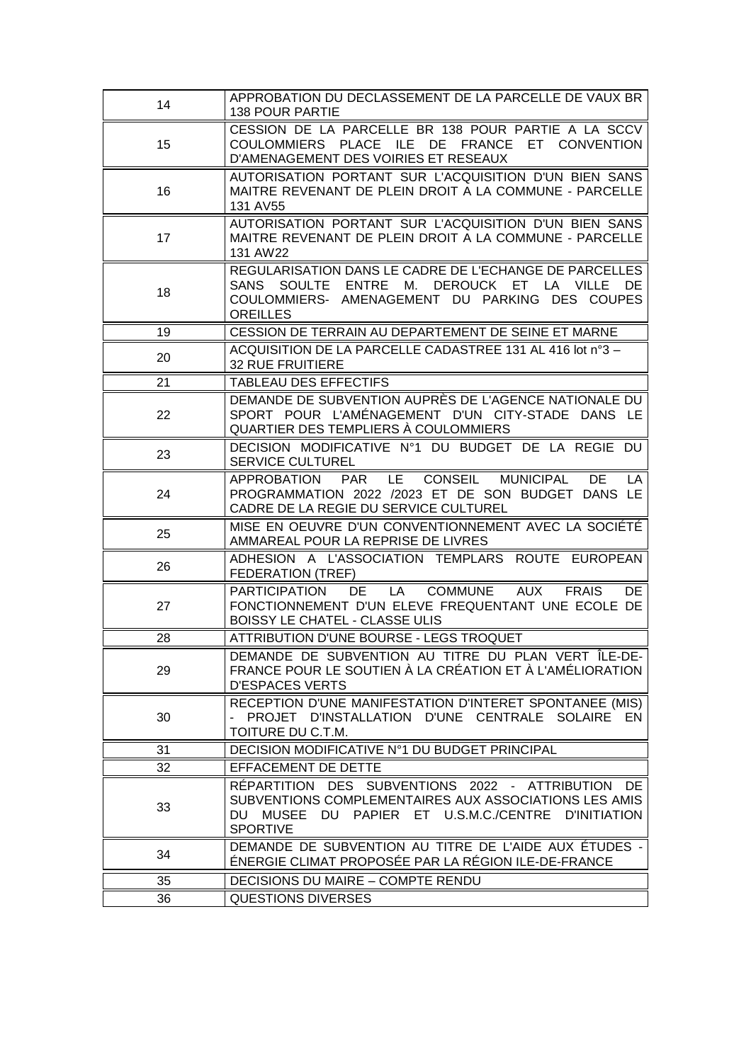| | |
|---|---|
| 14 | APPROBATION DU DECLASSEMENT DE LA PARCELLE DE VAUX BR 138 POUR PARTIE |
| 15 | CESSION DE LA PARCELLE BR 138 POUR PARTIE A LA SCCV COULOMMIERS PLACE ILE DE FRANCE ET CONVENTION D'AMENAGEMENT DES VOIRIES ET RESEAUX |
| 16 | AUTORISATION PORTANT SUR L'ACQUISITION D'UN BIEN SANS MAITRE REVENANT DE PLEIN DROIT A LA COMMUNE - PARCELLE 131 AV55 |
| 17 | AUTORISATION PORTANT SUR L'ACQUISITION D'UN BIEN SANS MAITRE REVENANT DE PLEIN DROIT A LA COMMUNE - PARCELLE 131 AW22 |
| 18 | REGULARISATION DANS LE CADRE DE L'ECHANGE DE PARCELLES SANS SOULTE ENTRE M. DEROUCK ET LA VILLE DE COULOMMIERS- AMENAGEMENT DU PARKING DES COUPES OREILLES |
| 19 | CESSION DE TERRAIN AU DEPARTEMENT DE SEINE ET MARNE |
| 20 | ACQUISITION DE LA PARCELLE CADASTREE 131 AL 416 lot n°3 – 32 RUE FRUITIERE |
| 21 | TABLEAU DES EFFECTIFS |
| 22 | DEMANDE DE SUBVENTION AUPRÈS DE L'AGENCE NATIONALE DU SPORT POUR L'AMÉNAGEMENT D'UN CITY-STADE DANS LE QUARTIER DES TEMPLIERS À COULOMMIERS |
| 23 | DECISION MODIFICATIVE N°1 DU BUDGET DE LA REGIE DU SERVICE CULTUREL |
| 24 | APPROBATION PAR LE CONSEIL MUNICIPAL DE LA PROGRAMMATION 2022 /2023 ET DE SON BUDGET DANS LE CADRE DE LA REGIE DU SERVICE CULTUREL |
| 25 | MISE EN OEUVRE D'UN CONVENTIONNEMENT AVEC LA SOCIÉTÉ AMMAREAL POUR LA REPRISE DE LIVRES |
| 26 | ADHESION A L'ASSOCIATION TEMPLARS ROUTE EUROPEAN FEDERATION (TREF) |
| 27 | PARTICIPATION DE LA COMMUNE AUX FRAIS DE FONCTIONNEMENT D'UN ELEVE FREQUENTANT UNE ECOLE DE BOISSY LE CHATEL - CLASSE ULIS |
| 28 | ATTRIBUTION D'UNE BOURSE - LEGS TROQUET |
| 29 | DEMANDE DE SUBVENTION AU TITRE DU PLAN VERT ÎLE-DE-FRANCE POUR LE SOUTIEN À LA CRÉATION ET À L'AMÉLIORATION D'ESPACES VERTS |
| 30 | RECEPTION D'UNE MANIFESTATION D'INTERET SPONTANEE (MIS) - PROJET D'INSTALLATION D'UNE CENTRALE SOLAIRE EN TOITURE DU C.T.M. |
| 31 | DECISION MODIFICATIVE N°1 DU BUDGET PRINCIPAL |
| 32 | EFFACEMENT DE DETTE |
| 33 | RÉPARTITION DES SUBVENTIONS 2022 - ATTRIBUTION DE SUBVENTIONS COMPLEMENTAIRES AUX ASSOCIATIONS LES AMIS DU MUSEE DU PAPIER ET U.S.M.C./CENTRE D'INITIATION SPORTIVE |
| 34 | DEMANDE DE SUBVENTION AU TITRE DE L'AIDE AUX ÉTUDES - ÉNERGIE CLIMAT PROPOSÉE PAR LA RÉGION ILE-DE-FRANCE |
| 35 | DECISIONS DU MAIRE – COMPTE RENDU |
| 36 | QUESTIONS DIVERSES |